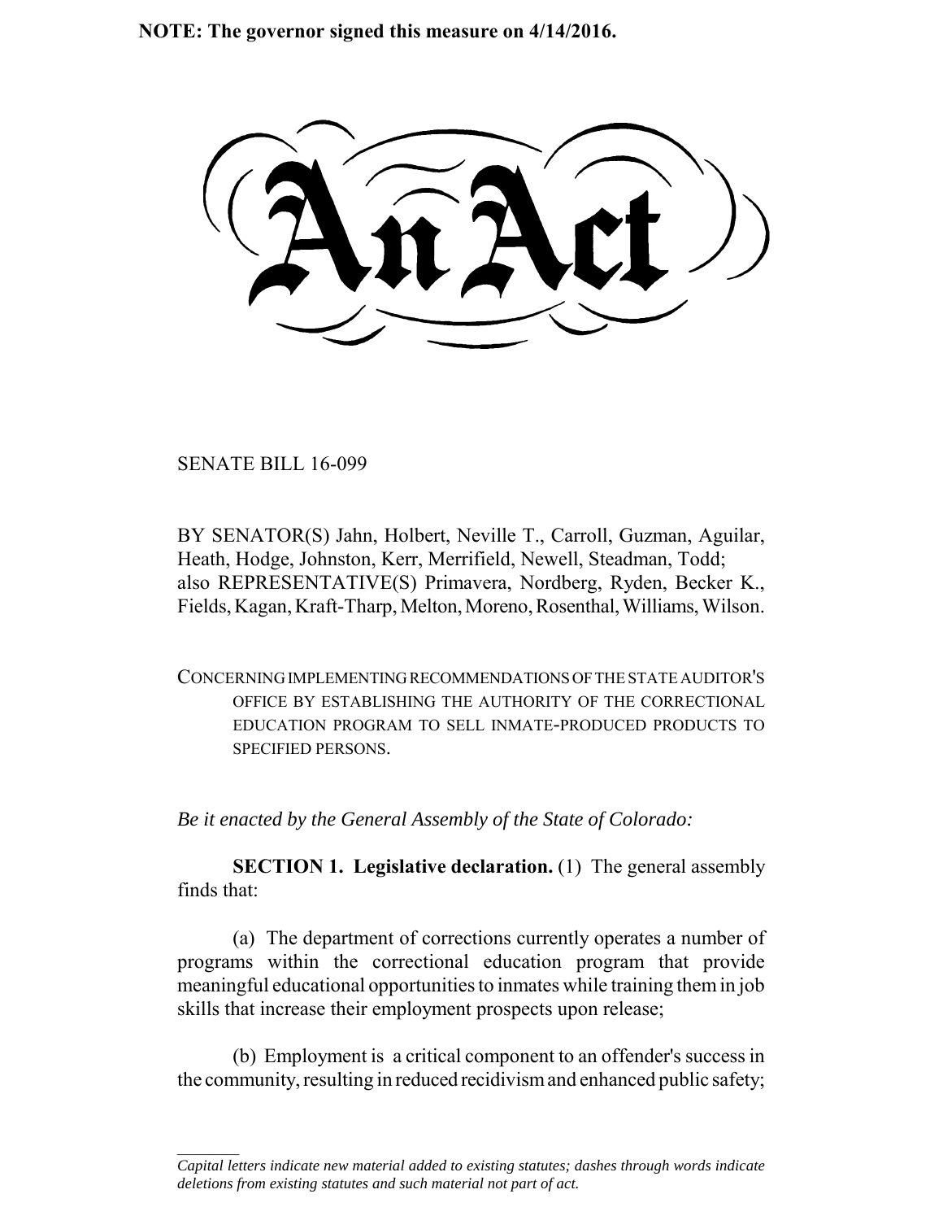**NOTE: The governor signed this measure on 4/14/2016.**

# An Act

SENATE BILL 16-099

BY SENATOR(S) Jahn, Holbert, Neville T., Carroll, Guzman, Aguilar, Heath, Hodge, Johnston, Kerr, Merrifield, Newell, Steadman, Todd;
also REPRESENTATIVE(S) Primavera, Nordberg, Ryden, Becker K., Fields, Kagan, Kraft-Tharp, Melton, Moreno, Rosenthal, Williams, Wilson.

CONCERNING IMPLEMENTING RECOMMENDATIONS OF THE STATE AUDITOR'S OFFICE BY ESTABLISHING THE AUTHORITY OF THE CORRECTIONAL EDUCATION PROGRAM TO SELL INMATE-PRODUCED PRODUCTS TO SPECIFIED PERSONS.

*Be it enacted by the General Assembly of the State of Colorado:*

**SECTION 1. Legislative declaration.** (1) The general assembly finds that:

(a) The department of corrections currently operates a number of programs within the correctional education program that provide meaningful educational opportunities to inmates while training them in job skills that increase their employment prospects upon release;

(b) Employment is a critical component to an offender's success in the community, resulting in reduced recidivism and enhanced public safety;

---

*Capital letters indicate new material added to existing statutes; dashes through words indicate deletions from existing statutes and such material not part of act.*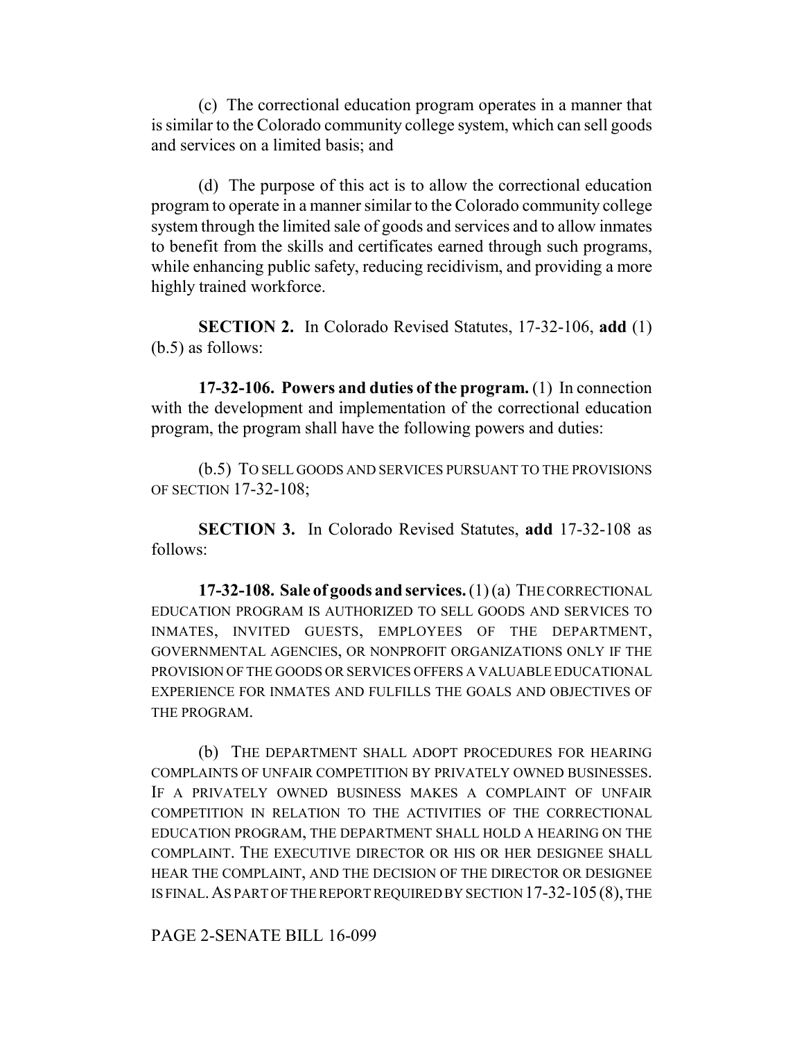(c) The correctional education program operates in a manner that is similar to the Colorado community college system, which can sell goods and services on a limited basis; and

(d) The purpose of this act is to allow the correctional education program to operate in a manner similar to the Colorado community college system through the limited sale of goods and services and to allow inmates to benefit from the skills and certificates earned through such programs, while enhancing public safety, reducing recidivism, and providing a more highly trained workforce.

**SECTION 2.** In Colorado Revised Statutes, 17-32-106, **add** (1) (b.5) as follows:

**17-32-106. Powers and duties of the program.** (1) In connection with the development and implementation of the correctional education program, the program shall have the following powers and duties:

(b.5) TO SELL GOODS AND SERVICES PURSUANT TO THE PROVISIONS OF SECTION 17-32-108;

**SECTION 3.** In Colorado Revised Statutes, **add** 17-32-108 as follows:

**17-32-108. Sale of goods and services.** (1) (a) THE CORRECTIONAL EDUCATION PROGRAM IS AUTHORIZED TO SELL GOODS AND SERVICES TO INMATES, INVITED GUESTS, EMPLOYEES OF THE DEPARTMENT, GOVERNMENTAL AGENCIES, OR NONPROFIT ORGANIZATIONS ONLY IF THE PROVISION OF THE GOODS OR SERVICES OFFERS A VALUABLE EDUCATIONAL EXPERIENCE FOR INMATES AND FULFILLS THE GOALS AND OBJECTIVES OF THE PROGRAM.

(b) THE DEPARTMENT SHALL ADOPT PROCEDURES FOR HEARING COMPLAINTS OF UNFAIR COMPETITION BY PRIVATELY OWNED BUSINESSES. IF A PRIVATELY OWNED BUSINESS MAKES A COMPLAINT OF UNFAIR COMPETITION IN RELATION TO THE ACTIVITIES OF THE CORRECTIONAL EDUCATION PROGRAM, THE DEPARTMENT SHALL HOLD A HEARING ON THE COMPLAINT. THE EXECUTIVE DIRECTOR OR HIS OR HER DESIGNEE SHALL HEAR THE COMPLAINT, AND THE DECISION OF THE DIRECTOR OR DESIGNEE IS FINAL. AS PART OF THE REPORT REQUIRED BY SECTION 17-32-105 (8), THE

PAGE 2-SENATE BILL 16-099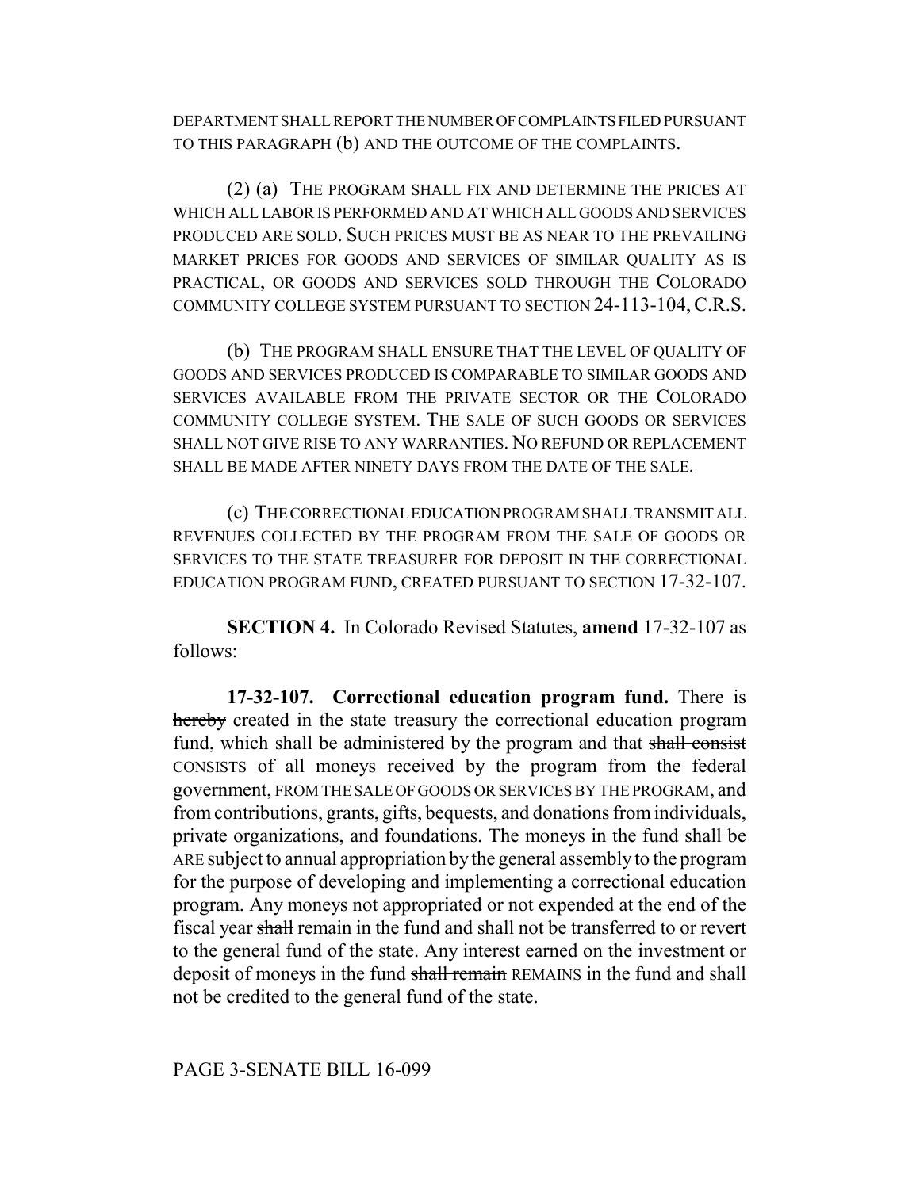DEPARTMENT SHALL REPORT THE NUMBER OF COMPLAINTS FILED PURSUANT TO THIS PARAGRAPH (b) AND THE OUTCOME OF THE COMPLAINTS.

(2) (a) THE PROGRAM SHALL FIX AND DETERMINE THE PRICES AT WHICH ALL LABOR IS PERFORMED AND AT WHICH ALL GOODS AND SERVICES PRODUCED ARE SOLD. SUCH PRICES MUST BE AS NEAR TO THE PREVAILING MARKET PRICES FOR GOODS AND SERVICES OF SIMILAR QUALITY AS IS PRACTICAL, OR GOODS AND SERVICES SOLD THROUGH THE COLORADO COMMUNITY COLLEGE SYSTEM PURSUANT TO SECTION 24-113-104, C.R.S.

(b) THE PROGRAM SHALL ENSURE THAT THE LEVEL OF QUALITY OF GOODS AND SERVICES PRODUCED IS COMPARABLE TO SIMILAR GOODS AND SERVICES AVAILABLE FROM THE PRIVATE SECTOR OR THE COLORADO COMMUNITY COLLEGE SYSTEM. THE SALE OF SUCH GOODS OR SERVICES SHALL NOT GIVE RISE TO ANY WARRANTIES. NO REFUND OR REPLACEMENT SHALL BE MADE AFTER NINETY DAYS FROM THE DATE OF THE SALE.

(c) THE CORRECTIONAL EDUCATION PROGRAM SHALL TRANSMIT ALL REVENUES COLLECTED BY THE PROGRAM FROM THE SALE OF GOODS OR SERVICES TO THE STATE TREASURER FOR DEPOSIT IN THE CORRECTIONAL EDUCATION PROGRAM FUND, CREATED PURSUANT TO SECTION 17-32-107.

**SECTION 4.** In Colorado Revised Statutes, **amend** 17-32-107 as follows:

**17-32-107. Correctional education program fund.** There is ~~hereby~~ created in the state treasury the correctional education program fund, which shall be administered by the program and that ~~shall consist~~ CONSISTS of all moneys received by the program from the federal government, FROM THE SALE OF GOODS OR SERVICES BY THE PROGRAM, and from contributions, grants, gifts, bequests, and donations from individuals, private organizations, and foundations. The moneys in the fund ~~shall be~~ ARE subject to annual appropriation by the general assembly to the program for the purpose of developing and implementing a correctional education program. Any moneys not appropriated or not expended at the end of the fiscal year ~~shall~~ remain in the fund and shall not be transferred to or revert to the general fund of the state. Any interest earned on the investment or deposit of moneys in the fund ~~shall remain~~ REMAINS in the fund and shall not be credited to the general fund of the state.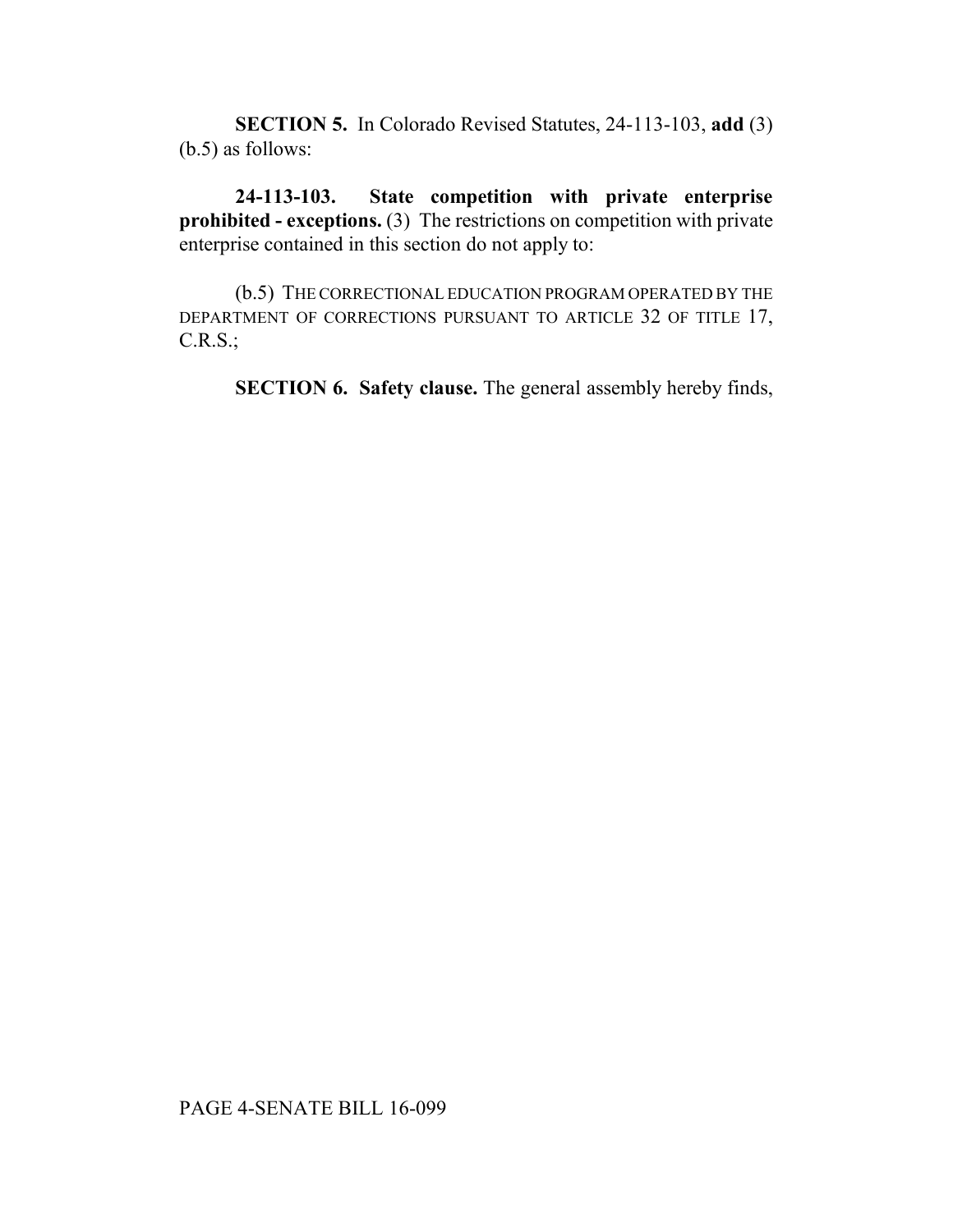**SECTION 5.** In Colorado Revised Statutes, 24-113-103, **add** (3) (b.5) as follows:

**24-113-103. State competition with private enterprise prohibited - exceptions.** (3) The restrictions on competition with private enterprise contained in this section do not apply to:

(b.5) THE CORRECTIONAL EDUCATION PROGRAM OPERATED BY THE DEPARTMENT OF CORRECTIONS PURSUANT TO ARTICLE 32 OF TITLE 17, C.R.S.;

**SECTION 6. Safety clause.** The general assembly hereby finds,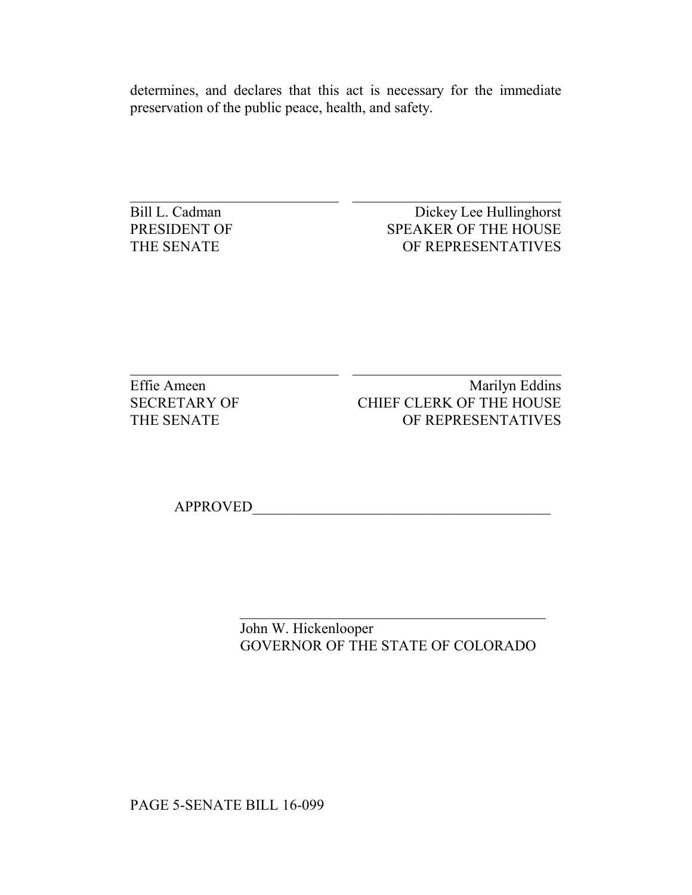determines, and declares that this act is necessary for the immediate preservation of the public peace, health, and safety.

| | |
|---|---|
| \_\_\_\_\_\_\_\_\_\_\_\_\_\_\_\_\_\_\_\_\_\_\_\_\_\_\_\_ | \_\_\_\_\_\_\_\_\_\_\_\_\_\_\_\_\_\_\_\_\_\_\_\_\_\_\_\_ |
| Bill L. Cadman | Dickey Lee Hullinghorst |
| PRESIDENT OF THE SENATE | SPEAKER OF THE HOUSE OF REPRESENTATIVES |

| | |
|---|---|
| \_\_\_\_\_\_\_\_\_\_\_\_\_\_\_\_\_\_\_\_\_\_\_\_\_\_\_\_ | \_\_\_\_\_\_\_\_\_\_\_\_\_\_\_\_\_\_\_\_\_\_\_\_\_\_\_\_ |
| Effie Ameen | Marilyn Eddins |
| SECRETARY OF THE SENATE | CHIEF CLERK OF THE HOUSE OF REPRESENTATIVES |

APPROVED\_\_\_\_\_\_\_\_\_\_\_\_\_\_\_\_\_\_\_\_\_\_\_\_\_\_\_\_\_\_\_\_\_\_\_\_\_\_\_\_

\_\_\_\_\_\_\_\_\_\_\_\_\_\_\_\_\_\_\_\_\_\_\_\_\_\_\_\_\_\_\_\_\_\_\_\_\_\_\_\_

John W. Hickenlooper
GOVERNOR OF THE STATE OF COLORADO

PAGE 5-SENATE BILL 16-099